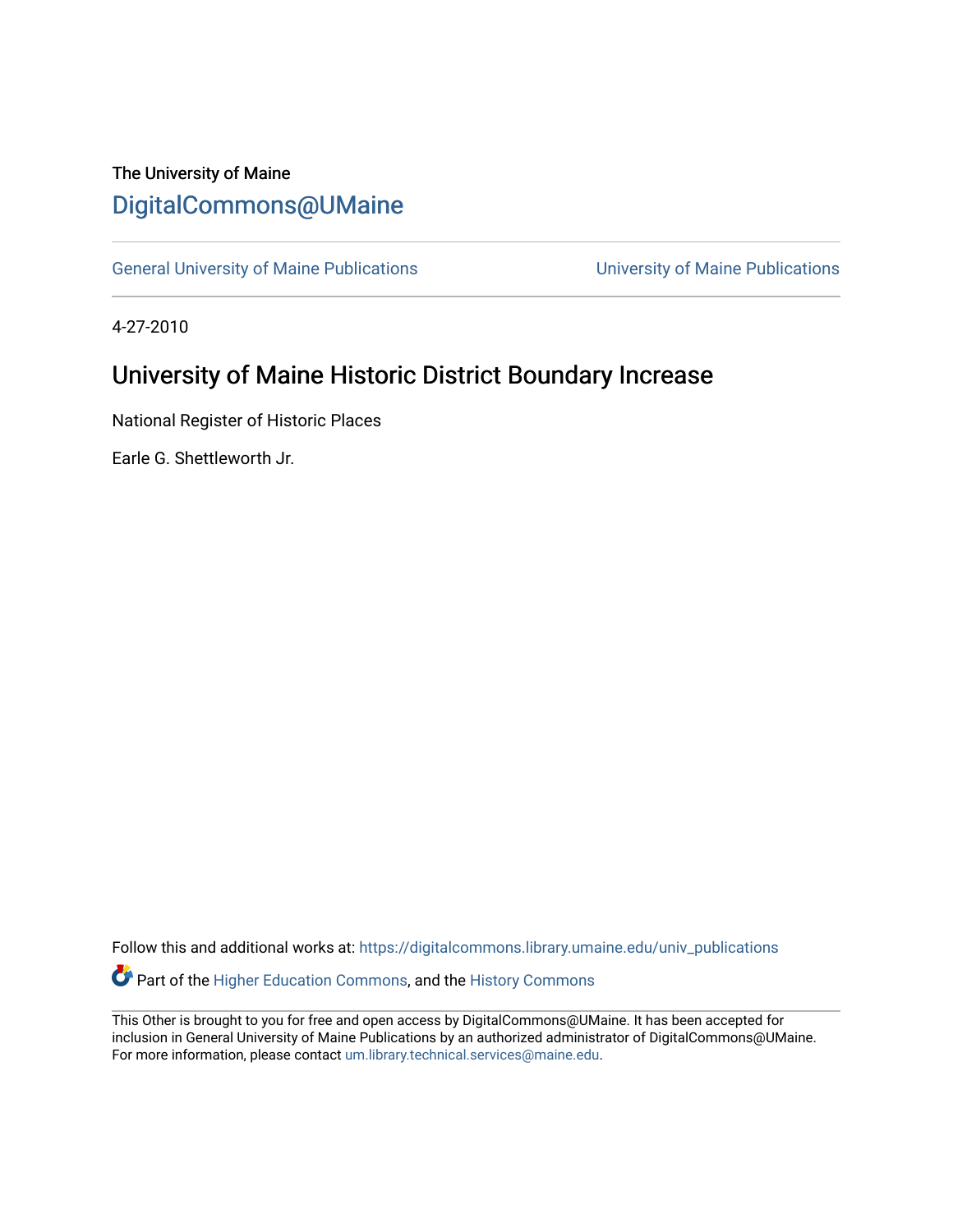The University of Maine

# DigitalCommons@UMaine

General University of Maine Publications | University of Maine Publications

4-27-2010

## University of Maine Historic District Boundary Increase

National Register of Historic Places

Earle G. Shettleworth Jr.

Follow this and additional works at: https://digitalcommons.library.umaine.edu/univ_publications

Part of the Higher Education Commons, and the History Commons

This Other is brought to you for free and open access by DigitalCommons@UMaine. It has been accepted for inclusion in General University of Maine Publications by an authorized administrator of DigitalCommons@UMaine. For more information, please contact um.library.technical.services@maine.edu.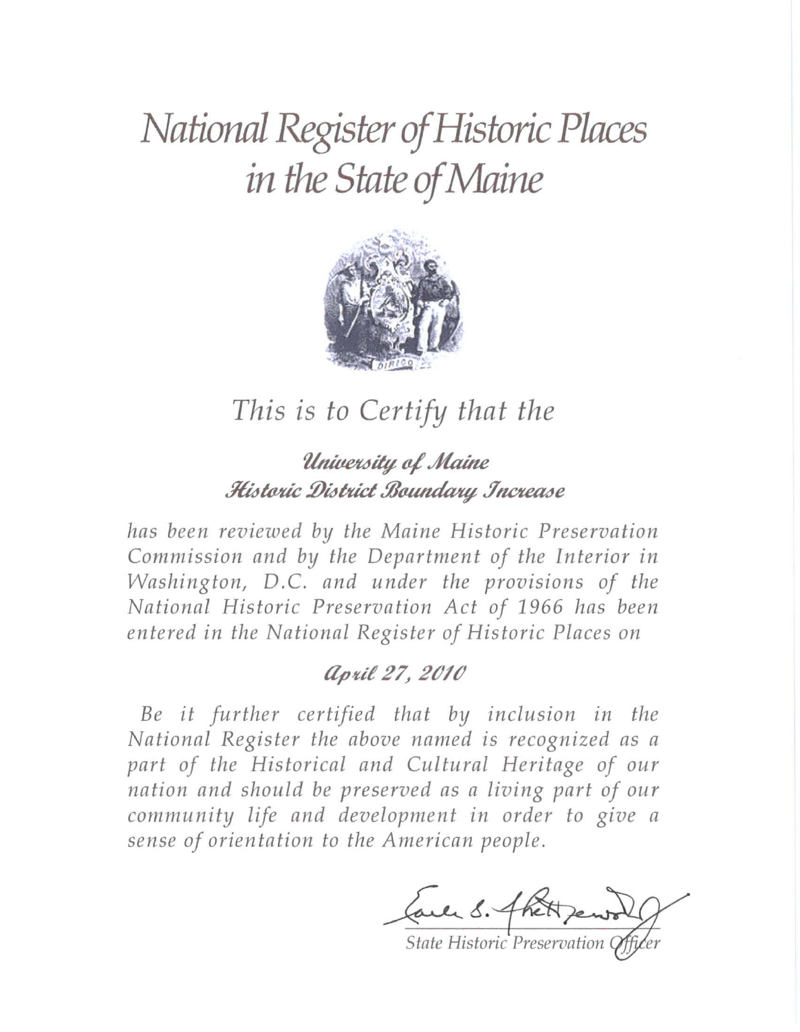# *National Register of Historic Places in the State of Maine*

*This is to Certify that the*

***University of Maine Historic District Boundary Increase***

*has been reviewed by the Maine Historic Preservation Commission and by the Department of the Interior in Washington, D.C. and under the provisions of the National Historic Preservation Act of 1966 has been entered in the National Register of Historic Places on*

***April 27, 2010***

*Be it further certified that by inclusion in the National Register the above named is recognized as a part of the Historical and Cultural Heritage of our nation and should be preserved as a living part of our community life and development in order to give a sense of orientation to the American people.*

*State Historic Preservation Officer*